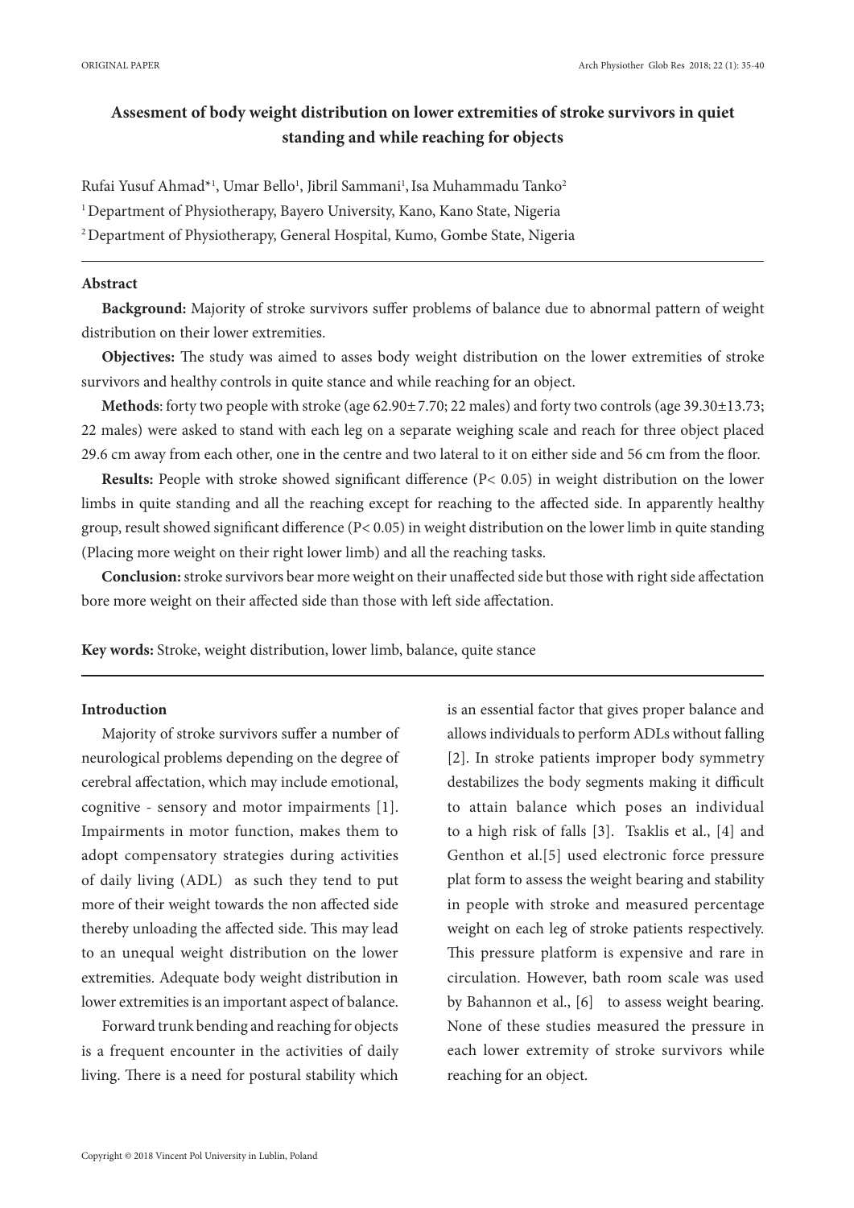ORIGINAL PAPER

# Assesment of body weight distribution on lower extremities of stroke survivors in quiet standing and while reaching for objects

Rufai Yusuf Ahmad*[1], Umar Bello[1], Jibril Sammani[1], Isa Muhammadu Tanko[2]

[1] Department of Physiotherapy, Bayero University, Kano, Kano State, Nigeria

[2] Department of Physiotherapy, General Hospital, Kumo, Gombe State, Nigeria

## Abstract

**Background:** Majority of stroke survivors suffer problems of balance due to abnormal pattern of weight distribution on their lower extremities.

**Objectives:** The study was aimed to asses body weight distribution on the lower extremities of stroke survivors and healthy controls in quite stance and while reaching for an object.

**Methods**: forty two people with stroke (age 62.90± 7.70; 22 males) and forty two controls (age 39.30±13.73; 22 males) were asked to stand with each leg on a separate weighing scale and reach for three object placed 29.6 cm away from each other, one in the centre and two lateral to it on either side and 56 cm from the floor.

**Results:** People with stroke showed significant difference ($P< 0.05$) in weight distribution on the lower limbs in quite standing and all the reaching except for reaching to the affected side. In apparently healthy group, result showed significant difference ($P< 0.05$) in weight distribution on the lower limb in quite standing (Placing more weight on their right lower limb) and all the reaching tasks.

**Conclusion:** stroke survivors bear more weight on their unaffected side but those with right side affectation bore more weight on their affected side than those with left side affectation.

**Key words:** Stroke, weight distribution, lower limb, balance, quite stance

## Introduction

Majority of stroke survivors suffer a number of neurological problems depending on the degree of cerebral affectation, which may include emotional, cognitive - sensory and motor impairments [1]. Impairments in motor function, makes them to adopt compensatory strategies during activities of daily living (ADL) as such they tend to put more of their weight towards the non affected side thereby unloading the affected side. This may lead to an unequal weight distribution on the lower extremities. Adequate body weight distribution in lower extremities is an important aspect of balance.

Forward trunk bending and reaching for objects is a frequent encounter in the activities of daily living. There is a need for postural stability which is an essential factor that gives proper balance and allows individuals to perform ADLs without falling [2]. In stroke patients improper body symmetry destabilizes the body segments making it difficult to attain balance which poses an individual to a high risk of falls [3]. Tsaklis et al., [4] and Genthon et al.[5] used electronic force pressure plat form to assess the weight bearing and stability in people with stroke and measured percentage weight on each leg of stroke patients respectively. This pressure platform is expensive and rare in circulation. However, bath room scale was used by Bahannon et al., [6] to assess weight bearing. None of these studies measured the pressure in each lower extremity of stroke survivors while reaching for an object.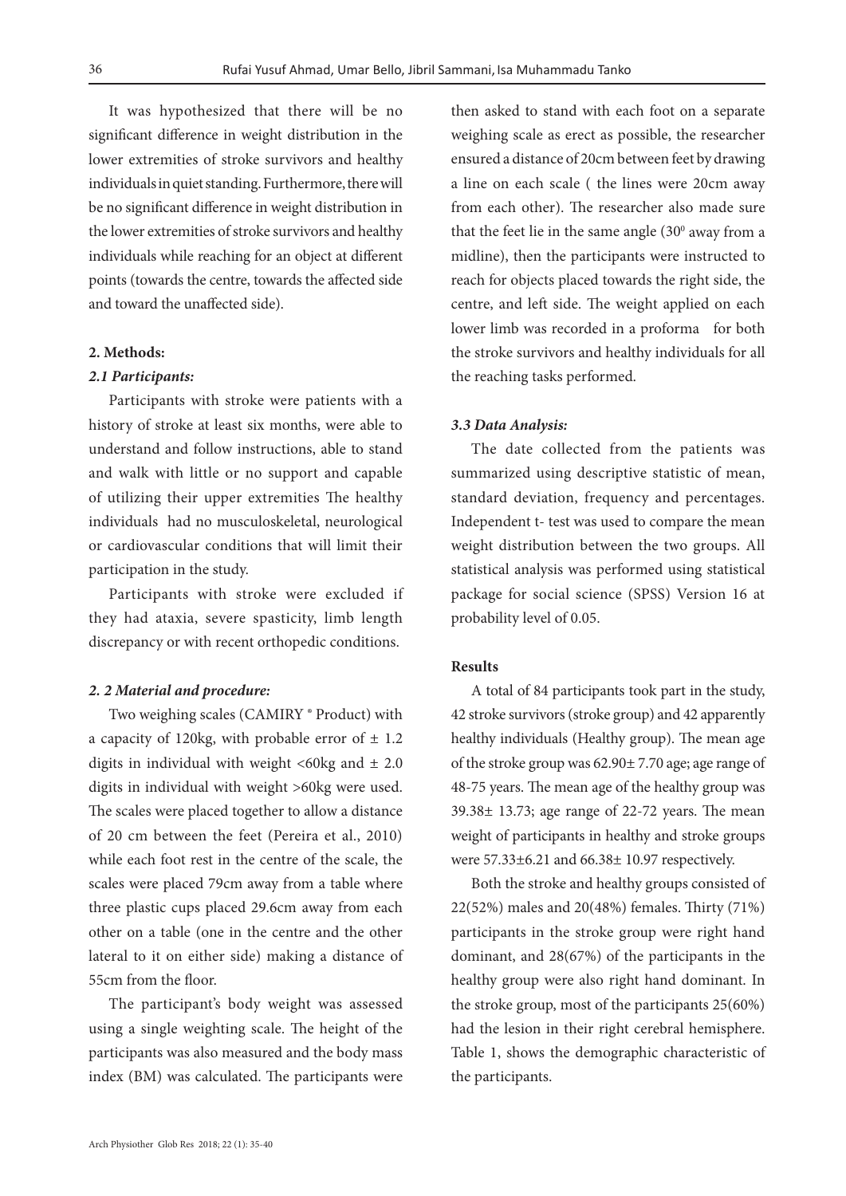It was hypothesized that there will be no significant difference in weight distribution in the lower extremities of stroke survivors and healthy individuals in quiet standing. Furthermore, there will be no significant difference in weight distribution in the lower extremities of stroke survivors and healthy individuals while reaching for an object at different points (towards the centre, towards the affected side and toward the unaffected side).

## 2. Methods:

### *2.1 Participants:*

Participants with stroke were patients with a history of stroke at least six months, were able to understand and follow instructions, able to stand and walk with little or no support and capable of utilizing their upper extremities The healthy individuals had no musculoskeletal, neurological or cardiovascular conditions that will limit their participation in the study.

Participants with stroke were excluded if they had ataxia, severe spasticity, limb length discrepancy or with recent orthopedic conditions.

### *2. 2 Material and procedure:*

Two weighing scales (CAMIRY ® Product) with a capacity of 120kg, with probable error of ± 1.2 digits in individual with weight <60kg and ± 2.0 digits in individual with weight >60kg were used. The scales were placed together to allow a distance of 20 cm between the feet (Pereira et al., 2010) while each foot rest in the centre of the scale, the scales were placed 79cm away from a table where three plastic cups placed 29.6cm away from each other on a table (one in the centre and the other lateral to it on either side) making a distance of 55cm from the floor.

The participant's body weight was assessed using a single weighting scale. The height of the participants was also measured and the body mass index (BM) was calculated. The participants were then asked to stand with each foot on a separate weighing scale as erect as possible, the researcher ensured a distance of 20cm between feet by drawing a line on each scale ( the lines were 20cm away from each other). The researcher also made sure that the feet lie in the same angle ($30^0$ away from a midline), then the participants were instructed to reach for objects placed towards the right side, the centre, and left side. The weight applied on each lower limb was recorded in a proforma for both the stroke survivors and healthy individuals for all the reaching tasks performed.

### *3.3 Data Analysis:*

The date collected from the patients was summarized using descriptive statistic of mean, standard deviation, frequency and percentages. Independent t- test was used to compare the mean weight distribution between the two groups. All statistical analysis was performed using statistical package for social science (SPSS) Version 16 at probability level of 0.05.

## Results

A total of 84 participants took part in the study, 42 stroke survivors (stroke group) and 42 apparently healthy individuals (Healthy group). The mean age of the stroke group was 62.90± 7.70 age; age range of 48-75 years. The mean age of the healthy group was 39.38± 13.73; age range of 22-72 years. The mean weight of participants in healthy and stroke groups were 57.33±6.21 and 66.38± 10.97 respectively.

Both the stroke and healthy groups consisted of 22(52%) males and 20(48%) females. Thirty (71%) participants in the stroke group were right hand dominant, and 28(67%) of the participants in the healthy group were also right hand dominant. In the stroke group, most of the participants 25(60%) had the lesion in their right cerebral hemisphere. Table 1, shows the demographic characteristic of the participants.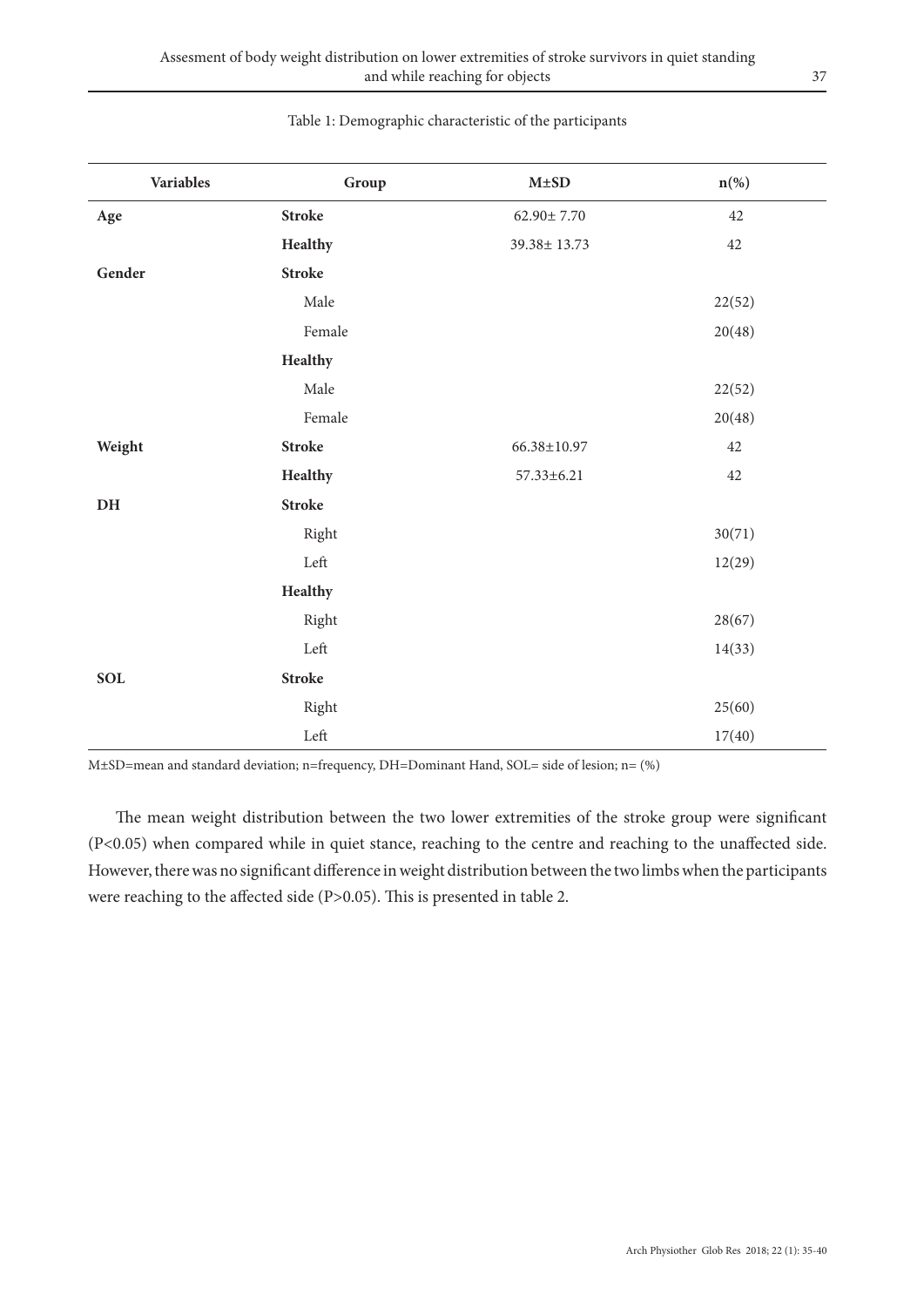Table 1: Demographic characteristic of the participants

| Variables | Group | M±SD | n(%) |
|---|---|---|---|
| **Age** | **Stroke** | 62.90± 7.70 | 42 |
| | **Healthy** | 39.38± 13.73 | 42 |
| **Gender** | **Stroke** | | |
| | Male | | 22(52) |
| | Female | | 20(48) |
| | **Healthy** | | |
| | Male | | 22(52) |
| | Female | | 20(48) |
| **Weight** | **Stroke** | 66.38±10.97 | 42 |
| | **Healthy** | 57.33±6.21 | 42 |
| **DH** | **Stroke** | | |
| | Right | | 30(71) |
| | Left | | 12(29) |
| | **Healthy** | | |
| | Right | | 28(67) |
| | Left | | 14(33) |
| **SOL** | **Stroke** | | |
| | Right | | 25(60) |
| | Left | | 17(40) |

M±SD=mean and standard deviation; n=frequency, DH=Dominant Hand, SOL= side of lesion; n= (%)

The mean weight distribution between the two lower extremities of the stroke group were significant ($P<0.05$) when compared while in quiet stance, reaching to the centre and reaching to the unaffected side. However, there was no significant difference in weight distribution between the two limbs when the participants were reaching to the affected side ($P>0.05$). This is presented in table 2.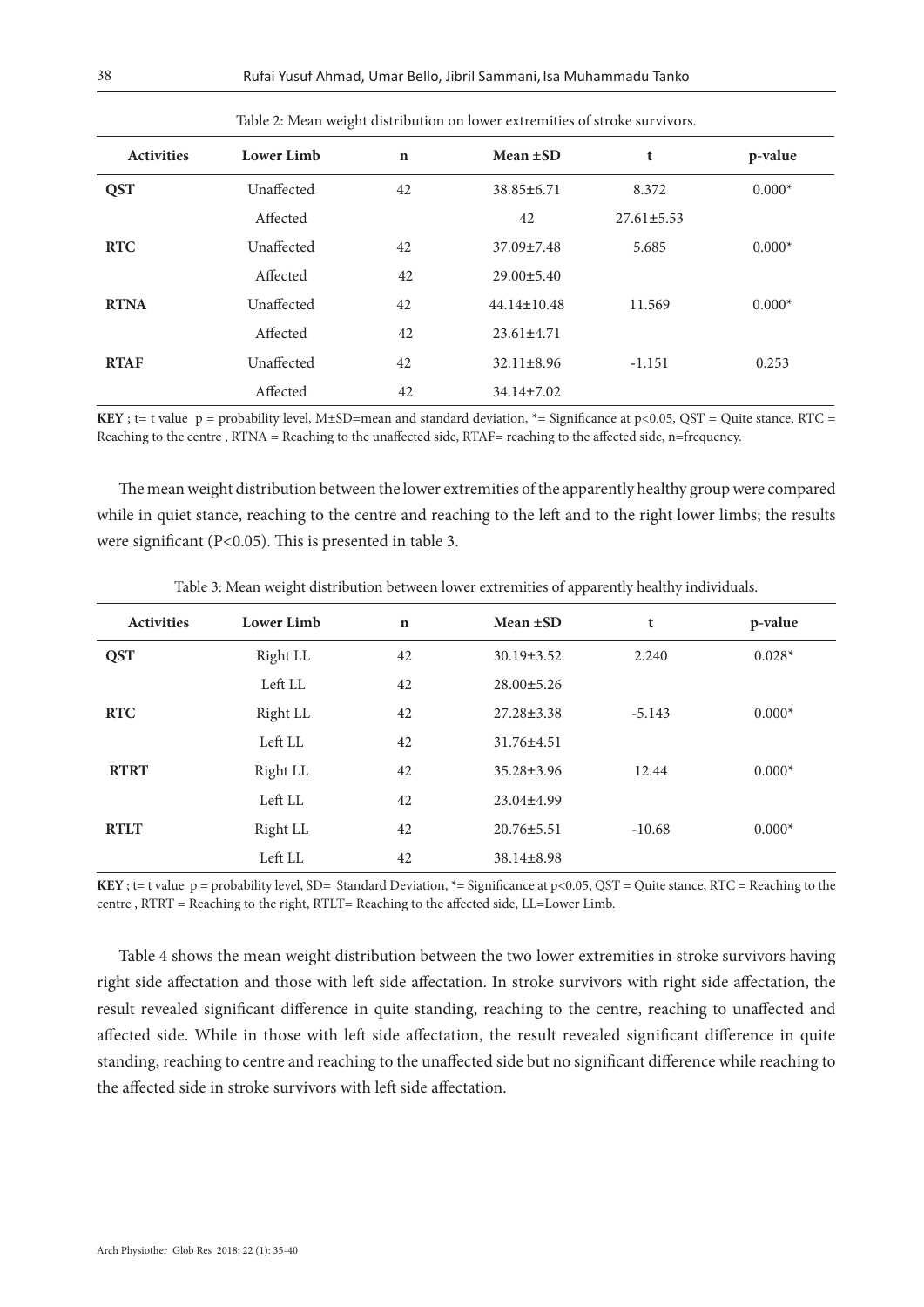Table 2: Mean weight distribution on lower extremities of stroke survivors.

| Activities | Lower Limb | n | Mean ±SD | t | p-value |
|---|---|---|---|---|---|
| **QST** | Unaffected | 42 | 38.85±6.71 | 8.372 | 0.000* |
| | Affected | | 42 | 27.61±5.53 | |
| **RTC** | Unaffected | 42 | 37.09±7.48 | 5.685 | 0.000* |
| | Affected | 42 | 29.00±5.40 | | |
| **RTNA** | Unaffected | 42 | 44.14±10.48 | 11.569 | 0.000* |
| | Affected | 42 | 23.61±4.71 | | |
| **RTAF** | Unaffected | 42 | 32.11±8.96 | -1.151 | 0.253 |
| | Affected | 42 | 34.14±7.02 | | |

**KEY** ; t= t value p = probability level, M±SD=mean and standard deviation, *= Significance at p<0.05, QST = Quite stance, RTC = Reaching to the centre , RTNA = Reaching to the unaffected side, RTAF= reaching to the affected side, n=frequency.

The mean weight distribution between the lower extremities of the apparently healthy group were compared while in quiet stance, reaching to the centre and reaching to the left and to the right lower limbs; the results were significant (P<0.05). This is presented in table 3.

Table 3: Mean weight distribution between lower extremities of apparently healthy individuals.

| Activities | Lower Limb | n | Mean ±SD | t | p-value |
|---|---|---|---|---|---|
| **QST** | Right LL | 42 | 30.19±3.52 | 2.240 | 0.028* |
| | Left LL | 42 | 28.00±5.26 | | |
| **RTC** | Right LL | 42 | 27.28±3.38 | -5.143 | 0.000* |
| | Left LL | 42 | 31.76±4.51 | | |
| **RTRT** | Right LL | 42 | 35.28±3.96 | 12.44 | 0.000* |
| | Left LL | 42 | 23.04±4.99 | | |
| **RTLT** | Right LL | 42 | 20.76±5.51 | -10.68 | 0.000* |
| | Left LL | 42 | 38.14±8.98 | | |

**KEY** ; t= t value p = probability level, SD= Standard Deviation, *= Significance at p<0.05, QST = Quite stance, RTC = Reaching to the centre , RTRT = Reaching to the right, RTLT= Reaching to the affected side, LL=Lower Limb.

Table 4 shows the mean weight distribution between the two lower extremities in stroke survivors having right side affectation and those with left side affectation. In stroke survivors with right side affectation, the result revealed significant difference in quite standing, reaching to the centre, reaching to unaffected and affected side. While in those with left side affectation, the result revealed significant difference in quite standing, reaching to centre and reaching to the unaffected side but no significant difference while reaching to the affected side in stroke survivors with left side affectation.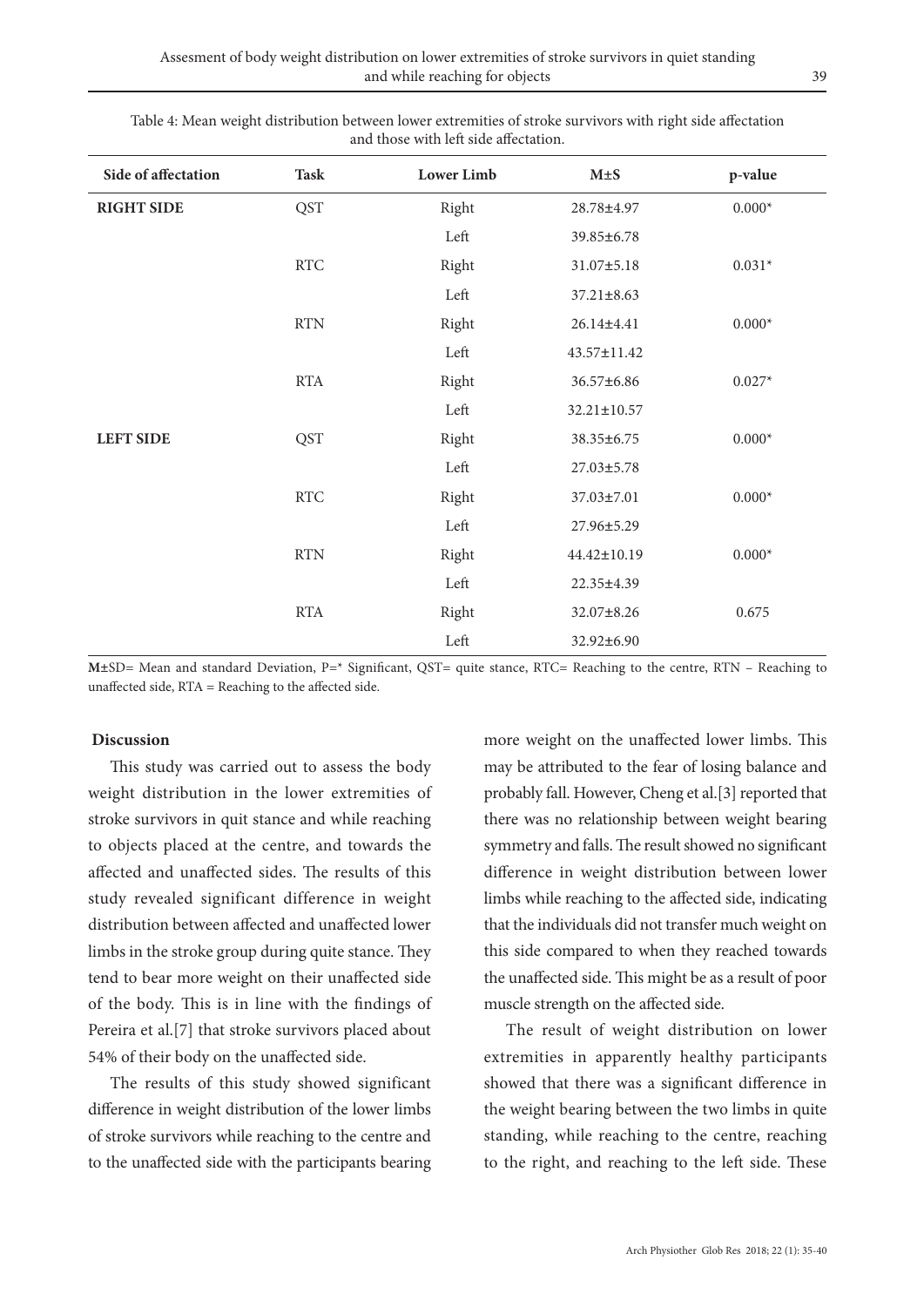Table 4: Mean weight distribution between lower extremities of stroke survivors with right side affectation and those with left side affectation.

| Side of affectation | Task | Lower Limb | M±S | p-value |
|---|---|---|---|---|
| **RIGHT SIDE** | QST | Right | 28.78±4.97 | 0.000* |
| | | Left | 39.85±6.78 | |
| | RTC | Right | 31.07±5.18 | 0.031* |
| | | Left | 37.21±8.63 | |
| | RTN | Right | 26.14±4.41 | 0.000* |
| | | Left | 43.57±11.42 | |
| | RTA | Right | 36.57±6.86 | 0.027* |
| | | Left | 32.21±10.57 | |
| **LEFT SIDE** | QST | Right | 38.35±6.75 | 0.000* |
| | | Left | 27.03±5.78 | |
| | RTC | Right | 37.03±7.01 | 0.000* |
| | | Left | 27.96±5.29 | |
| | RTN | Right | 44.42±10.19 | 0.000* |
| | | Left | 22.35±4.39 | |
| | RTA | Right | 32.07±8.26 | 0.675 |
| | | Left | 32.92±6.90 | |

**M±**SD= Mean and standard Deviation, P=* Significant, QST= quite stance, RTC= Reaching to the centre, RTN – Reaching to unaffected side, RTA = Reaching to the affected side.

## Discussion

This study was carried out to assess the body weight distribution in the lower extremities of stroke survivors in quit stance and while reaching to objects placed at the centre, and towards the affected and unaffected sides. The results of this study revealed significant difference in weight distribution between affected and unaffected lower limbs in the stroke group during quite stance. They tend to bear more weight on their unaffected side of the body. This is in line with the findings of Pereira et al.[7] that stroke survivors placed about 54% of their body on the unaffected side.

The results of this study showed significant difference in weight distribution of the lower limbs of stroke survivors while reaching to the centre and to the unaffected side with the participants bearing more weight on the unaffected lower limbs. This may be attributed to the fear of losing balance and probably fall. However, Cheng et al.[3] reported that there was no relationship between weight bearing symmetry and falls. The result showed no significant difference in weight distribution between lower limbs while reaching to the affected side, indicating that the individuals did not transfer much weight on this side compared to when they reached towards the unaffected side. This might be as a result of poor muscle strength on the affected side.

The result of weight distribution on lower extremities in apparently healthy participants showed that there was a significant difference in the weight bearing between the two limbs in quite standing, while reaching to the centre, reaching to the right, and reaching to the left side. These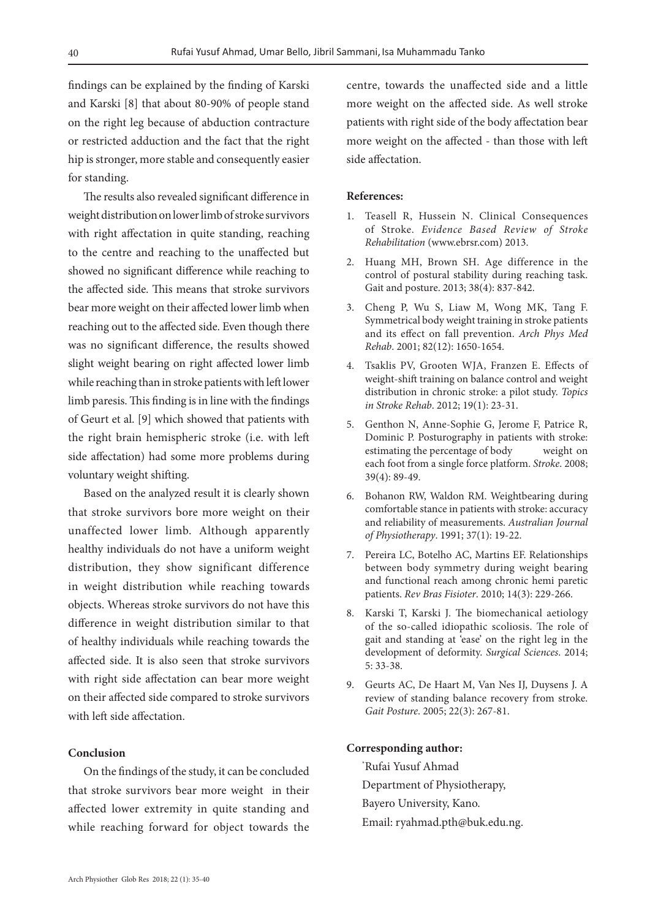findings can be explained by the finding of Karski and Karski [8] that about 80-90% of people stand on the right leg because of abduction contracture or restricted adduction and the fact that the right hip is stronger, more stable and consequently easier for standing.

The results also revealed significant difference in weight distribution on lower limb of stroke survivors with right affectation in quite standing, reaching to the centre and reaching to the unaffected but showed no significant difference while reaching to the affected side. This means that stroke survivors bear more weight on their affected lower limb when reaching out to the affected side. Even though there was no significant difference, the results showed slight weight bearing on right affected lower limb while reaching than in stroke patients with left lower limb paresis. This finding is in line with the findings of Geurt et al. [9] which showed that patients with the right brain hemispheric stroke (i.e. with left side affectation) had some more problems during voluntary weight shifting.

Based on the analyzed result it is clearly shown that stroke survivors bore more weight on their unaffected lower limb. Although apparently healthy individuals do not have a uniform weight distribution, they show significant difference in weight distribution while reaching towards objects. Whereas stroke survivors do not have this difference in weight distribution similar to that of healthy individuals while reaching towards the affected side. It is also seen that stroke survivors with right side affectation can bear more weight on their affected side compared to stroke survivors with left side affectation.

## Conclusion

On the findings of the study, it can be concluded that stroke survivors bear more weight in their affected lower extremity in quite standing and while reaching forward for object towards the centre, towards the unaffected side and a little more weight on the affected side. As well stroke patients with right side of the body affectation bear more weight on the affected - than those with left side affectation.

## References:

1. Teasell R, Hussein N. Clinical Consequences of Stroke. *Evidence Based Review of Stroke Rehabilitation* (www.ebrsr.com) 2013.
2. Huang MH, Brown SH. Age difference in the control of postural stability during reaching task. Gait and posture. 2013; 38(4): 837-842.
3. Cheng P, Wu S, Liaw M, Wong MK, Tang F. Symmetrical body weight training in stroke patients and its effect on fall prevention. *Arch Phys Med Rehab*. 2001; 82(12): 1650-1654.
4. Tsaklis PV, Grooten WJA, Franzen E. Effects of weight-shift training on balance control and weight distribution in chronic stroke: a pilot study. *Topics in Stroke Rehab*. 2012; 19(1): 23-31.
5. Genthon N, Anne-Sophie G, Jerome F, Patrice R, Dominic P. Posturography in patients with stroke: estimating the percentage of body weight on each foot from a single force platform. *Stroke*. 2008; 39(4): 89-49.
6. Bohanon RW, Waldon RM. Weightbearing during comfortable stance in patients with stroke: accuracy and reliability of measurements. *Australian Journal of Physiotherapy*. 1991; 37(1): 19-22.
7. Pereira LC, Botelho AC, Martins EF. Relationships between body symmetry during weight bearing and functional reach among chronic hemi paretic patients. *Rev Bras Fisioter*. 2010; 14(3): 229-266.
8. Karski T, Karski J. The biomechanical aetiology of the so-called idiopathic scoliosis. The role of gait and standing at 'ease' on the right leg in the development of deformity. *Surgical Sciences*. 2014; 5: 33-38.
9. Geurts AC, De Haart M, Van Nes IJ, Duysens J. A review of standing balance recovery from stroke. *Gait Posture*. 2005; 22(3): 267-81.

**Corresponding author:**

*Rufai Yusuf Ahmad

Department of Physiotherapy,

Bayero University, Kano.

Email: ryahmad.pth@buk.edu.ng.